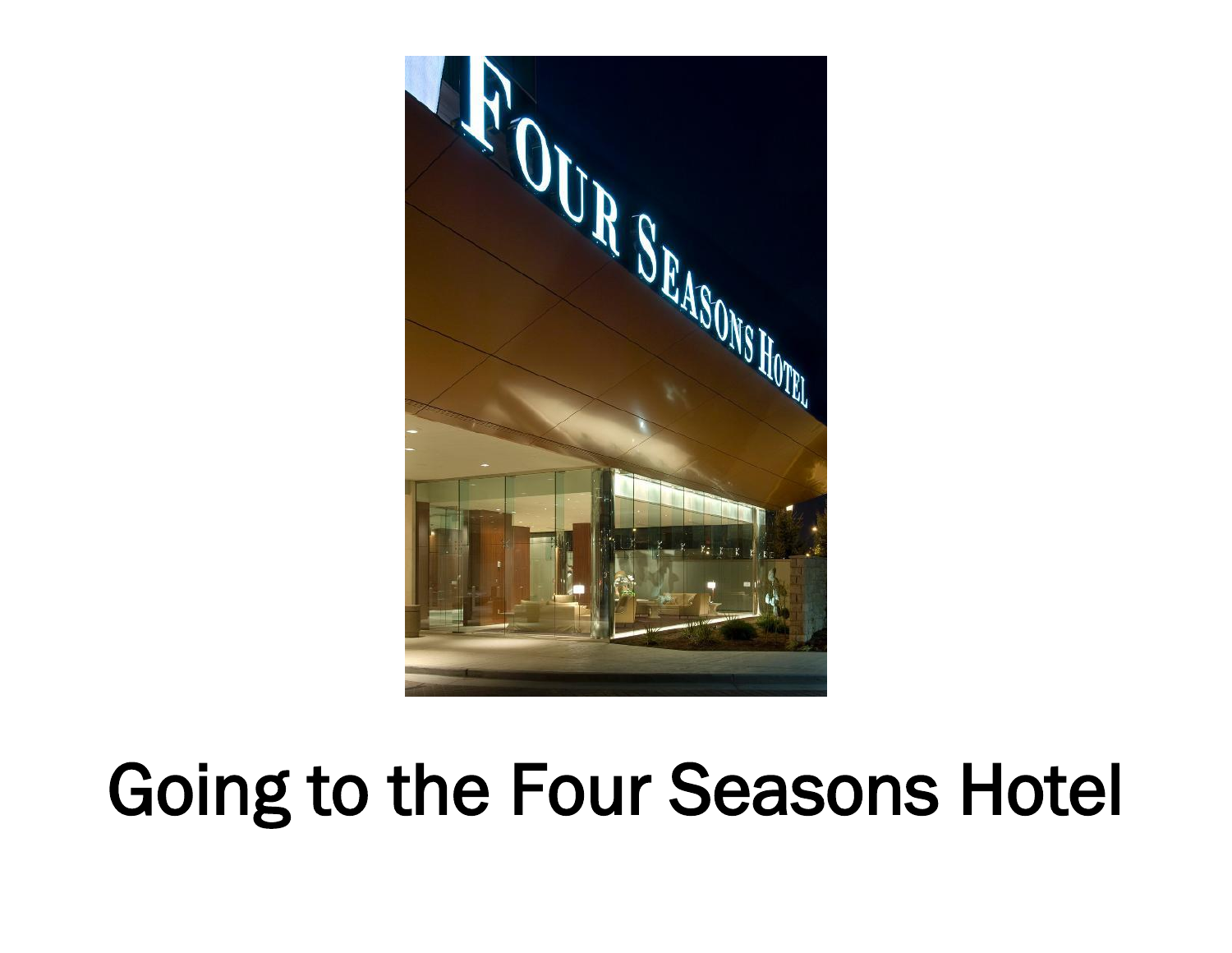Going to the Four Seasons Hotel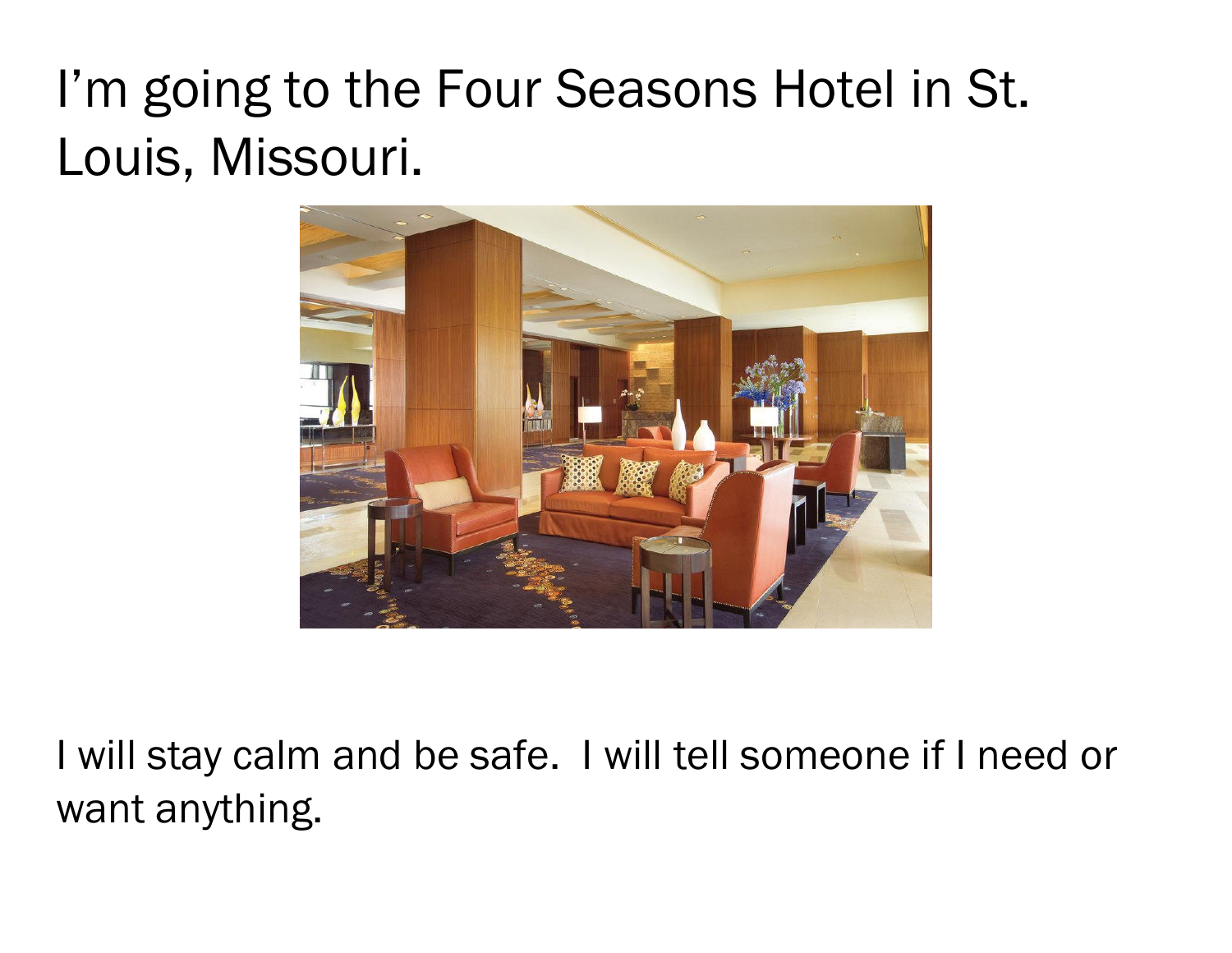I'm going to the Four Seasons Hotel in St. Louis, Missouri.

I will stay calm and be safe. I will tell someone if I need or want anything.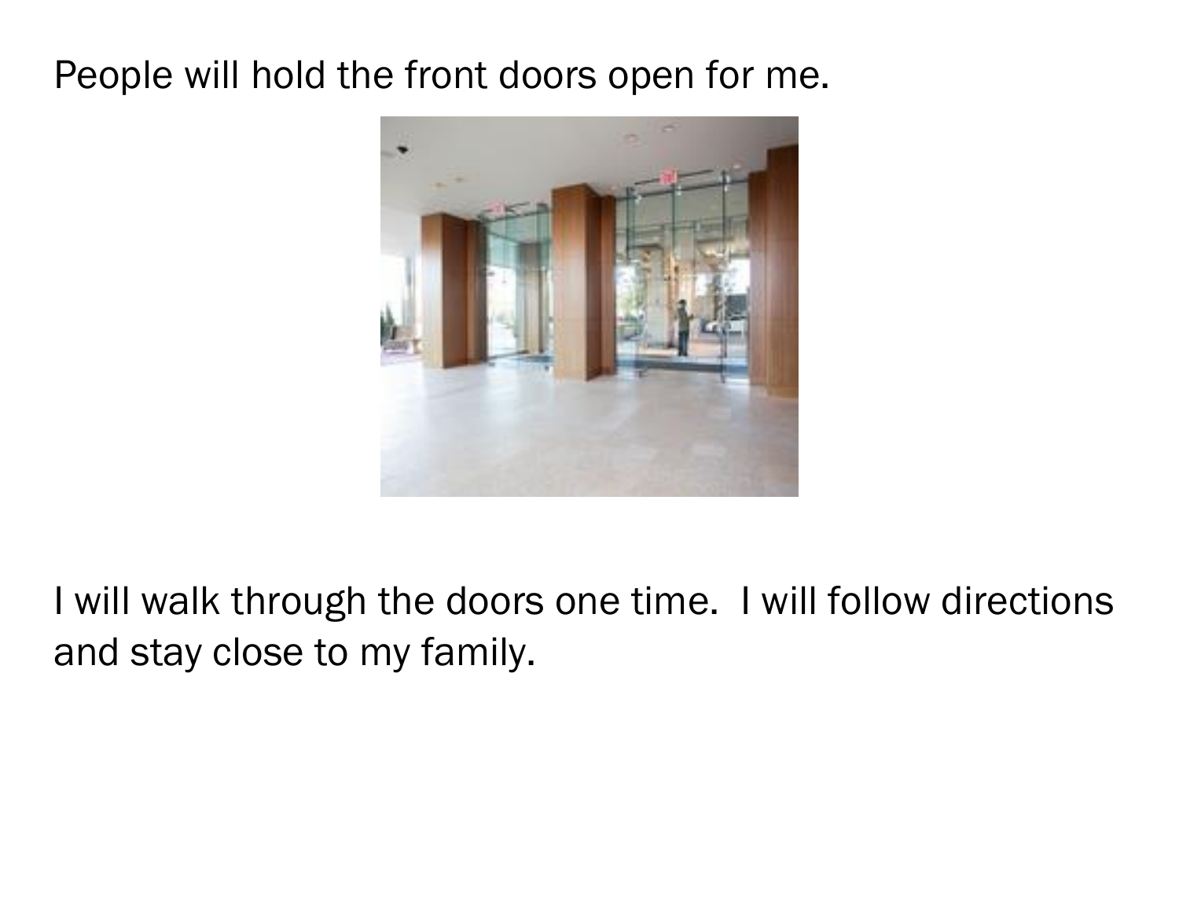People will hold the front doors open for me.

I will walk through the doors one time.  I will follow directions and stay close to my family.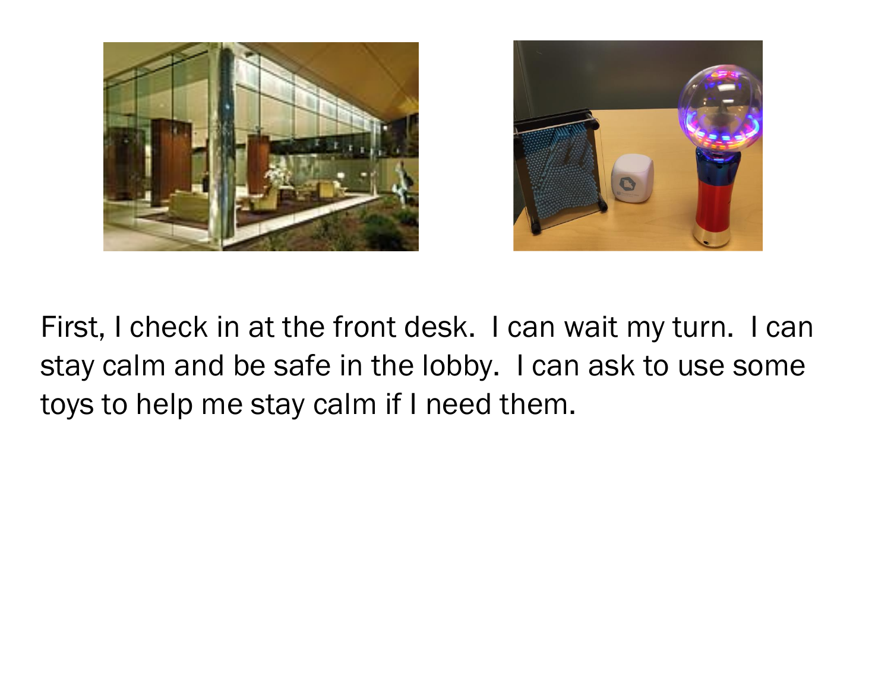First, I check in at the front desk.  I can wait my turn.  I can stay calm and be safe in the lobby.  I can ask to use some toys to help me stay calm if I need them.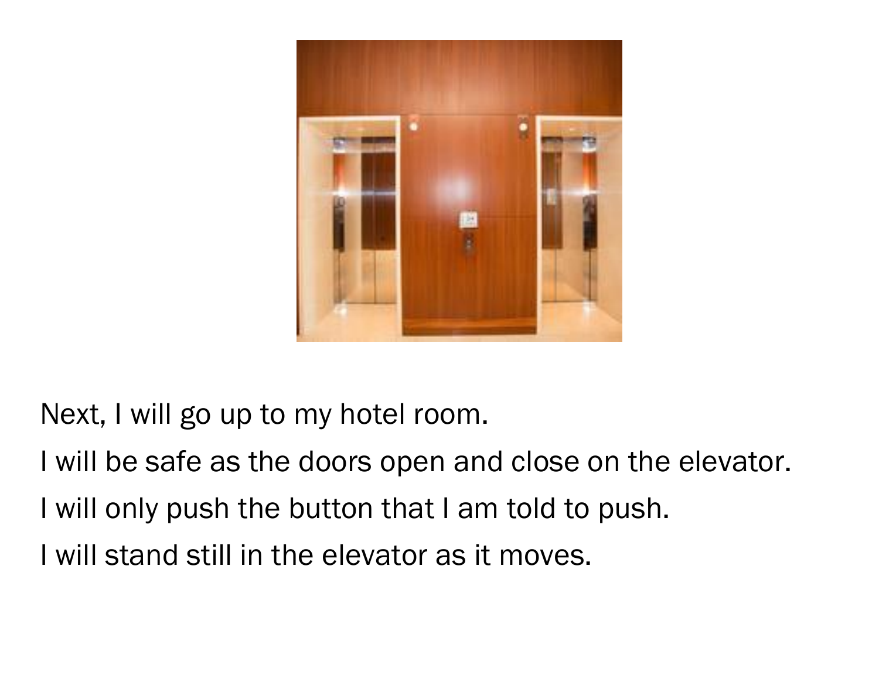Next, I will go up to my hotel room.

I will be safe as the doors open and close on the elevator.

I will only push the button that I am told to push.

I will stand still in the elevator as it moves.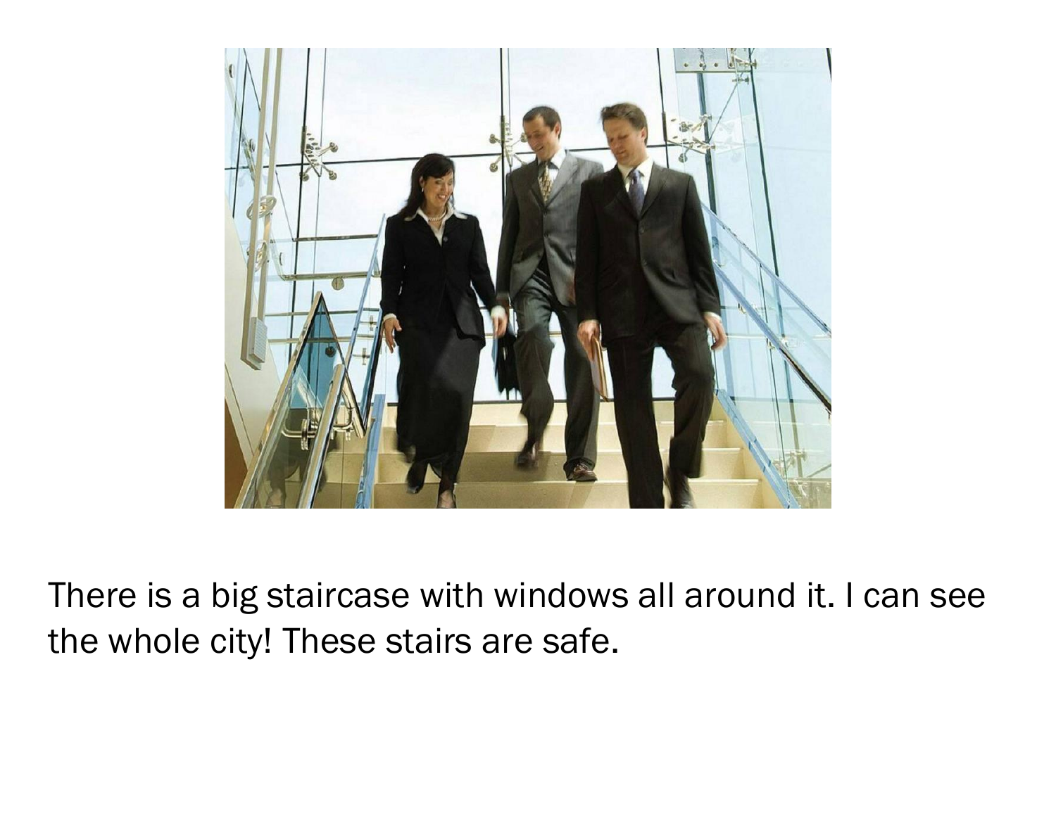There is a big staircase with windows all around it. I can see the whole city! These stairs are safe.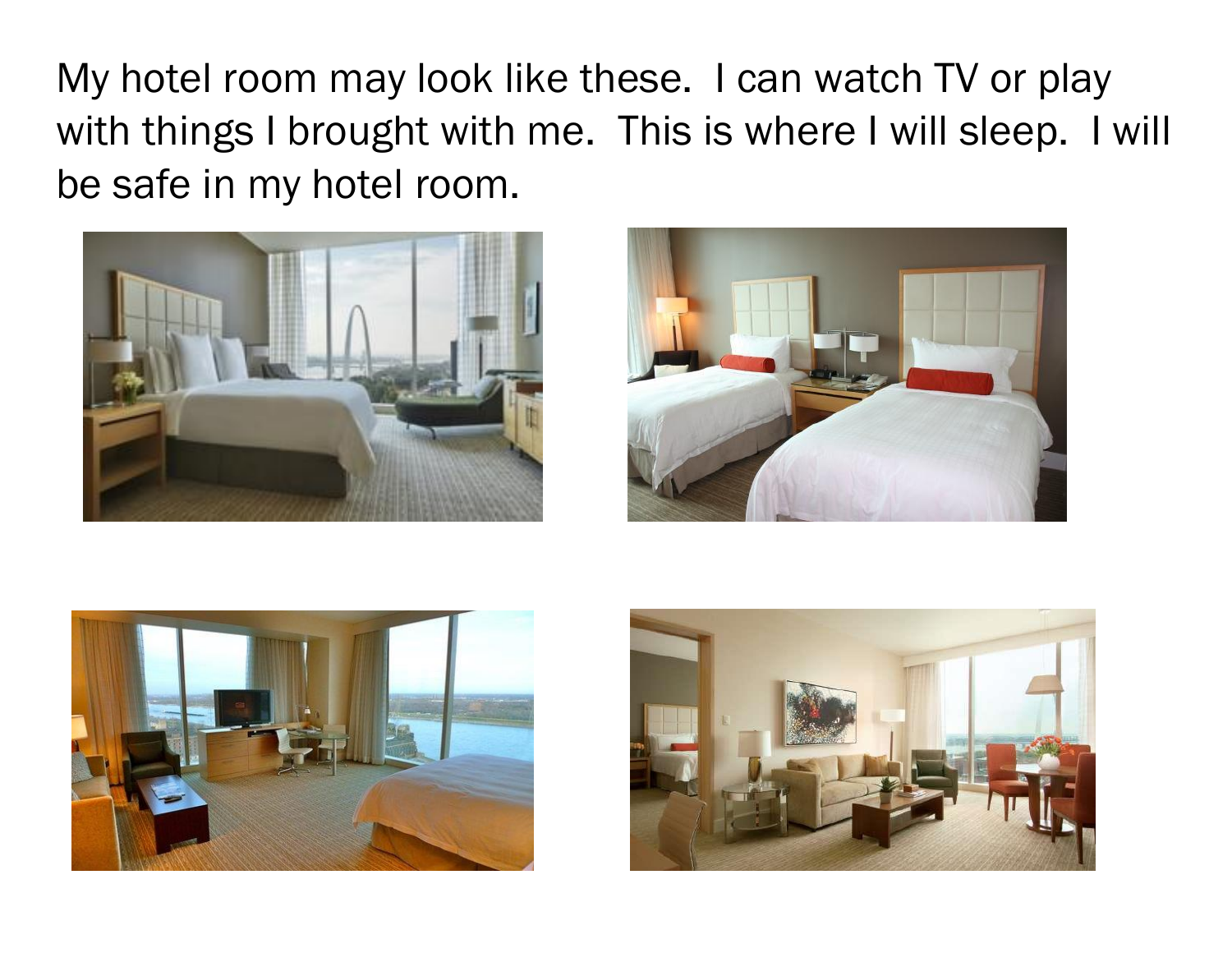My hotel room may look like these. I can watch TV or play with things I brought with me. This is where I will sleep. I will be safe in my hotel room.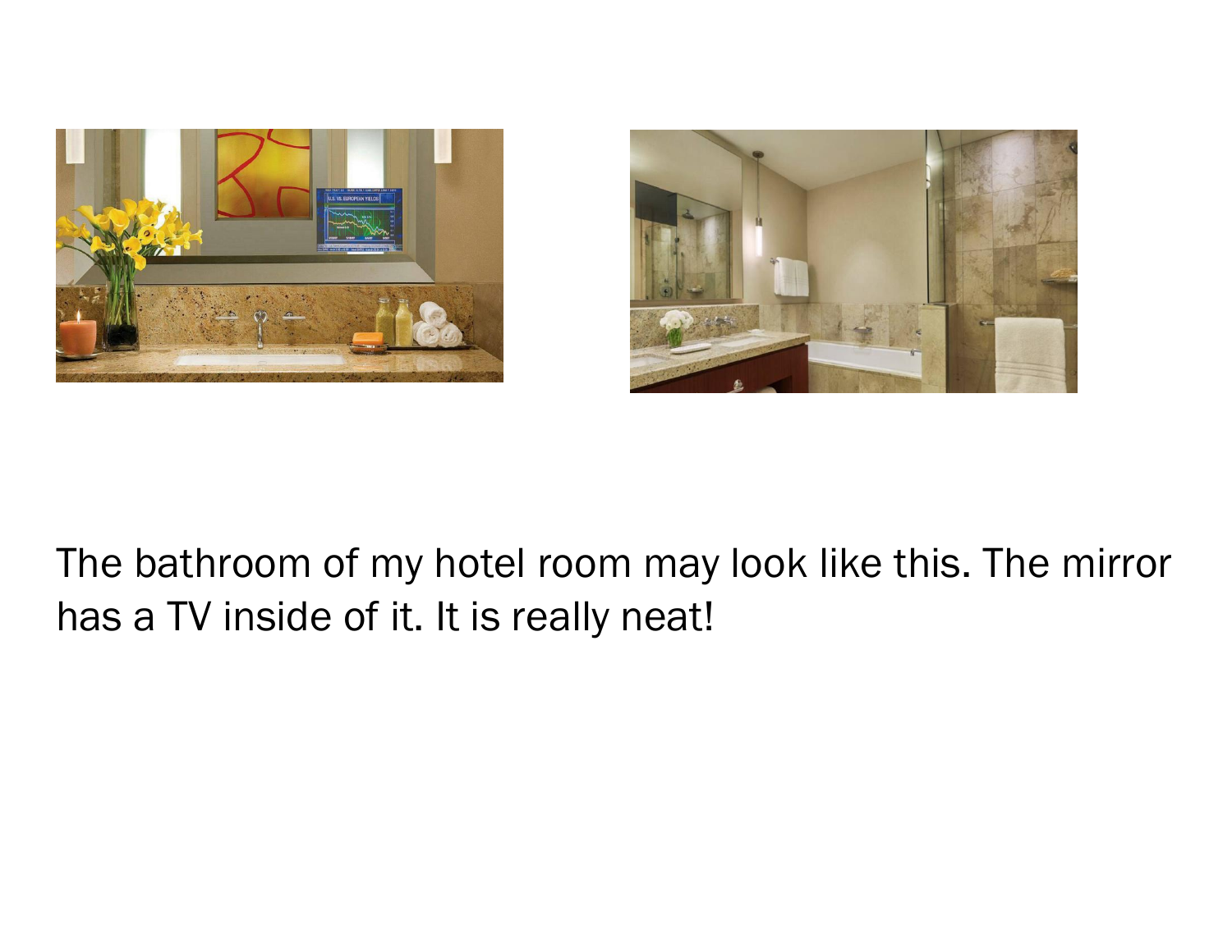The bathroom of my hotel room may look like this. The mirror has a TV inside of it. It is really neat!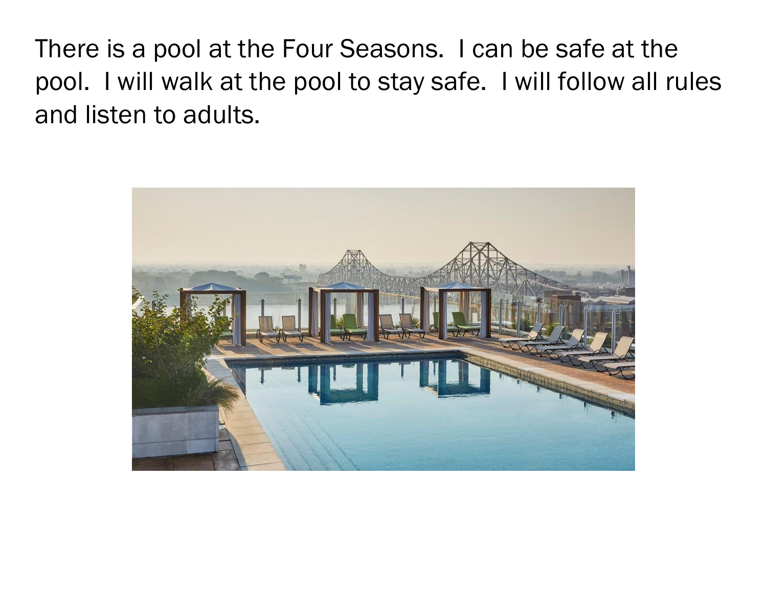There is a pool at the Four Seasons. I can be safe at the pool. I will walk at the pool to stay safe. I will follow all rules and listen to adults.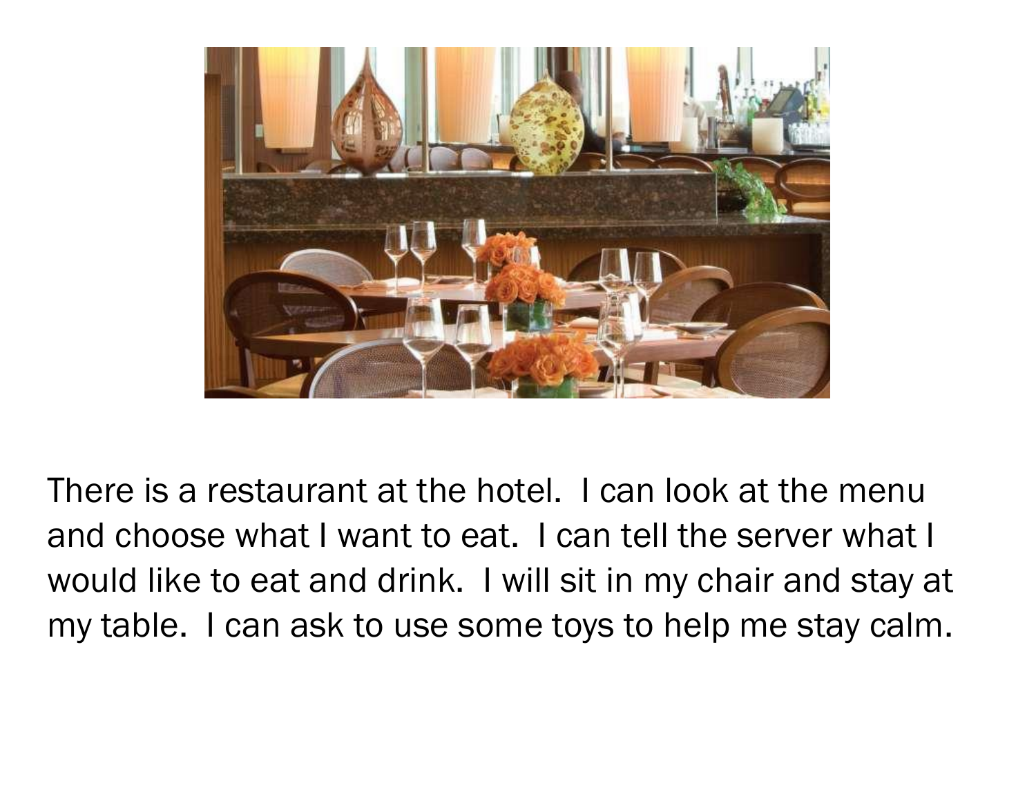There is a restaurant at the hotel. I can look at the menu and choose what I want to eat. I can tell the server what I would like to eat and drink. I will sit in my chair and stay at my table. I can ask to use some toys to help me stay calm.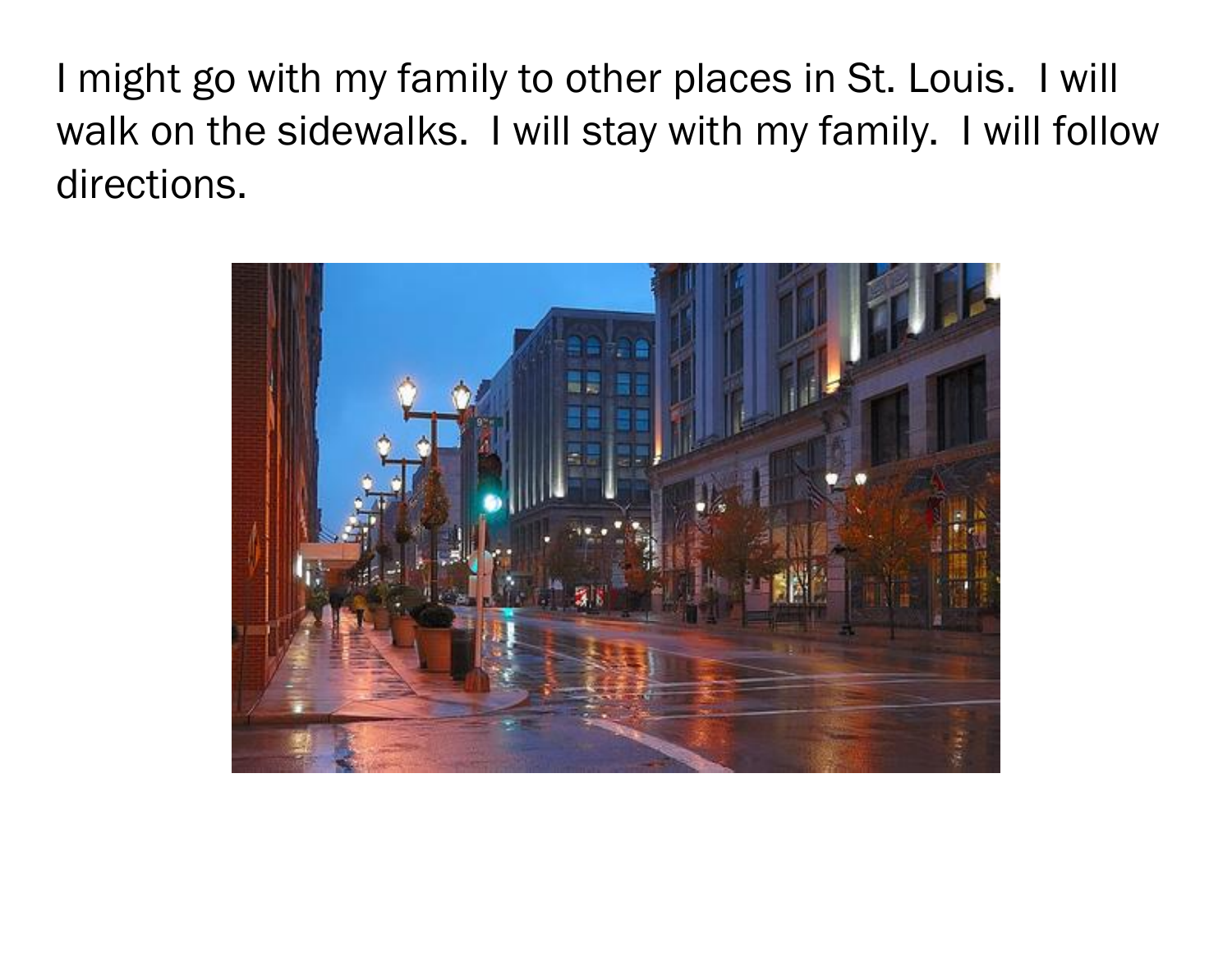I might go with my family to other places in St. Louis. I will walk on the sidewalks. I will stay with my family. I will follow directions.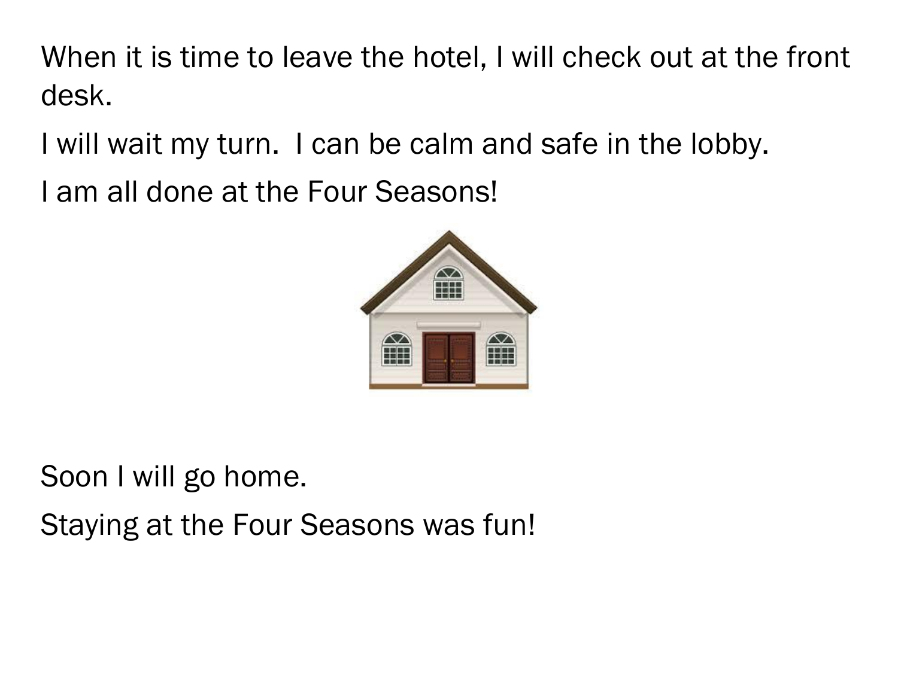When it is time to leave the hotel, I will check out at the front desk.

I will wait my turn.  I can be calm and safe in the lobby.

I am all done at the Four Seasons!

Soon I will go home.

Staying at the Four Seasons was fun!